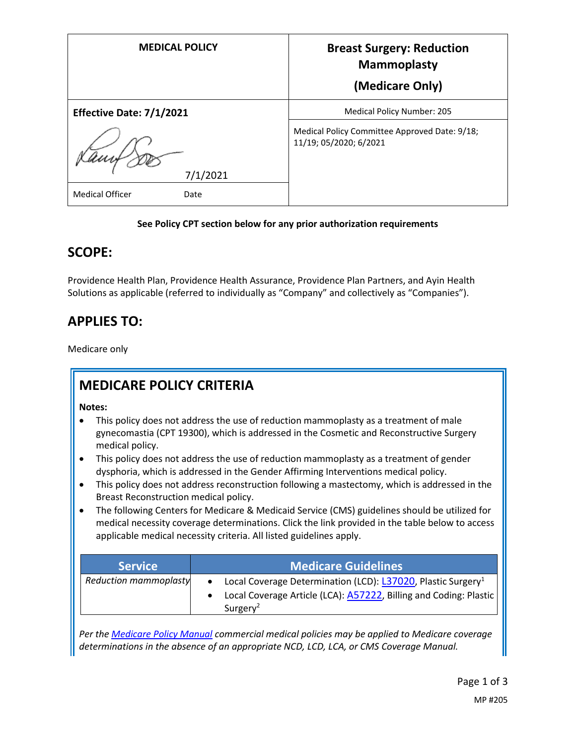| MEDICAL POLICY | Breast Surgery: Reduction Mammoplasty (Medicare Only) |
|---|---|
| **Effective Date: 7/1/2021** | Medical Policy Number: 205 |
| 7/1/2021 | Medical Policy Committee Approved Date: 9/18; 11/19; 05/2020; 6/2021 |
| Medical Officer Date | |

**See Policy CPT section below for any prior authorization requirements**

## SCOPE:

Providence Health Plan, Providence Health Assurance, Providence Plan Partners, and Ayin Health Solutions as applicable (referred to individually as "Company" and collectively as "Companies").

## APPLIES TO:

Medicare only

## MEDICARE POLICY CRITERIA

**Notes:**

- This policy does not address the use of reduction mammoplasty as a treatment of male gynecomastia (CPT 19300), which is addressed in the Cosmetic and Reconstructive Surgery medical policy.
- This policy does not address the use of reduction mammoplasty as a treatment of gender dysphoria, which is addressed in the Gender Affirming Interventions medical policy.
- This policy does not address reconstruction following a mastectomy, which is addressed in the Breast Reconstruction medical policy.
- The following Centers for Medicare & Medicaid Service (CMS) guidelines should be utilized for medical necessity coverage determinations. Click the link provided in the table below to access applicable medical necessity criteria. All listed guidelines apply.

| Service | Medicare Guidelines |
|---|---|
| *Reduction mammoplasty* | • Local Coverage Determination (LCD): L37020, Plastic Surgery[1]<br>• Local Coverage Article (LCA): A57222, Billing and Coding: Plastic Surgery[2] |

*Per the Medicare Policy Manual commercial medical policies may be applied to Medicare coverage determinations in the absence of an appropriate NCD, LCD, LCA, or CMS Coverage Manual.*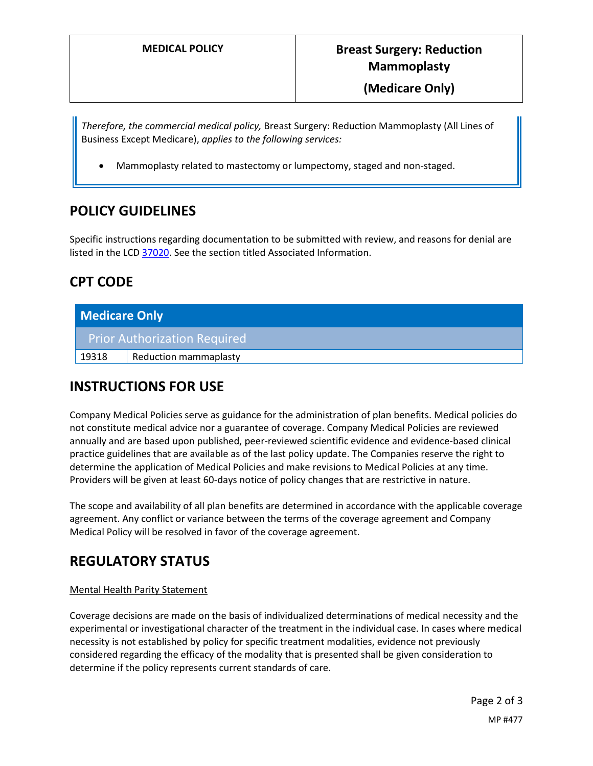*Therefore, the commercial medical policy,* Breast Surgery: Reduction Mammoplasty (All Lines of Business Except Medicare), *applies to the following services:*

- Mammoplasty related to mastectomy or lumpectomy, staged and non-staged.

## POLICY GUIDELINES

Specific instructions regarding documentation to be submitted with review, and reasons for denial are listed in the LCD 37020. See the section titled Associated Information.

## CPT CODE

| Medicare Only | |
|---|---|
| Prior Authorization Required | |
| 19318 | Reduction mammaplasty |

## INSTRUCTIONS FOR USE

Company Medical Policies serve as guidance for the administration of plan benefits. Medical policies do not constitute medical advice nor a guarantee of coverage. Company Medical Policies are reviewed annually and are based upon published, peer-reviewed scientific evidence and evidence-based clinical practice guidelines that are available as of the last policy update. The Companies reserve the right to determine the application of Medical Policies and make revisions to Medical Policies at any time. Providers will be given at least 60-days notice of policy changes that are restrictive in nature.

The scope and availability of all plan benefits are determined in accordance with the applicable coverage agreement. Any conflict or variance between the terms of the coverage agreement and Company Medical Policy will be resolved in favor of the coverage agreement.

## REGULATORY STATUS

Mental Health Parity Statement

Coverage decisions are made on the basis of individualized determinations of medical necessity and the experimental or investigational character of the treatment in the individual case. In cases where medical necessity is not established by policy for specific treatment modalities, evidence not previously considered regarding the efficacy of the modality that is presented shall be given consideration to determine if the policy represents current standards of care.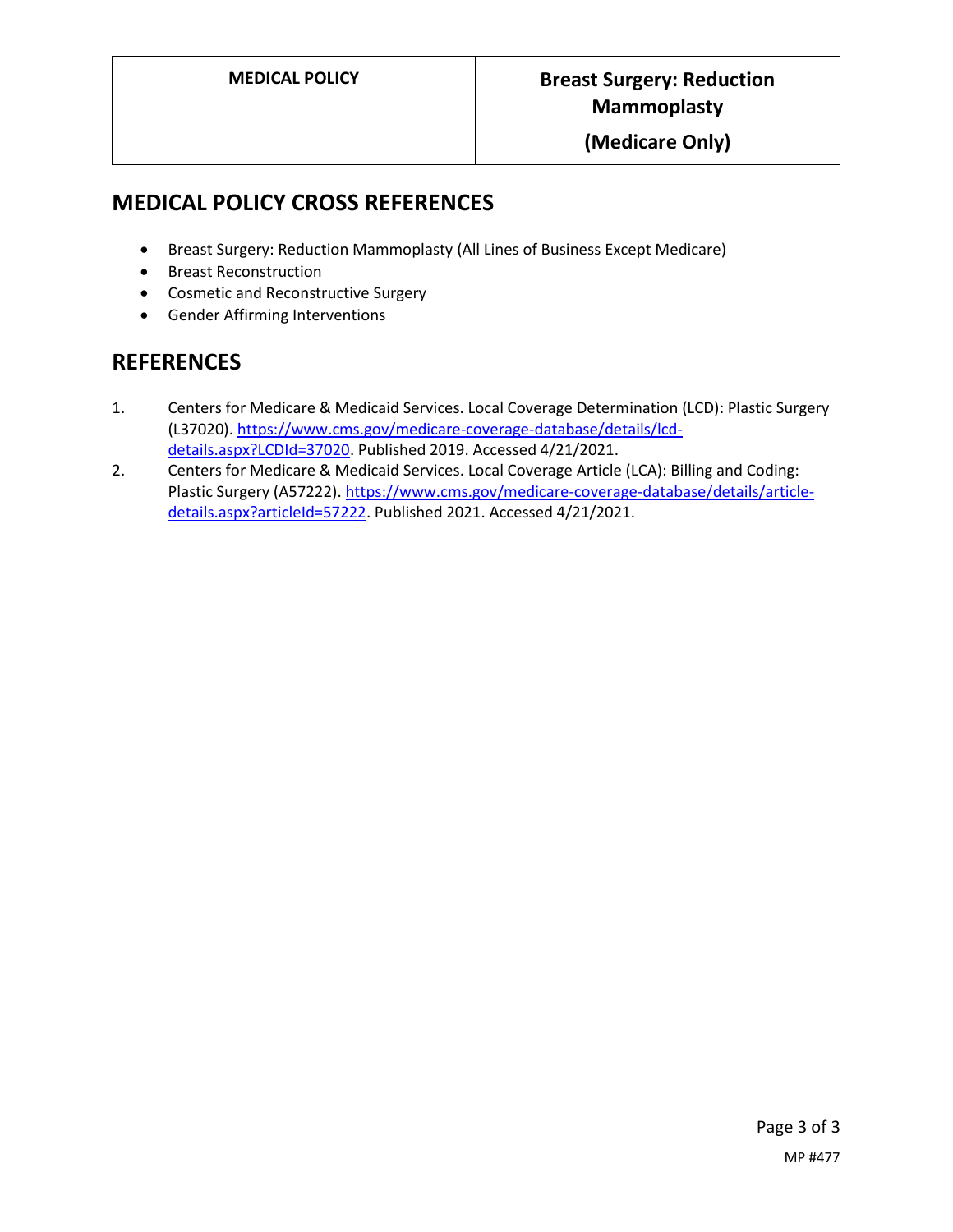## MEDICAL POLICY CROSS REFERENCES

- Breast Surgery: Reduction Mammoplasty (All Lines of Business Except Medicare)
- Breast Reconstruction
- Cosmetic and Reconstructive Surgery
- Gender Affirming Interventions

## REFERENCES

1. Centers for Medicare & Medicaid Services. Local Coverage Determination (LCD): Plastic Surgery (L37020). https://www.cms.gov/medicare-coverage-database/details/lcd-details.aspx?LCDId=37020. Published 2019. Accessed 4/21/2021.
2. Centers for Medicare & Medicaid Services. Local Coverage Article (LCA): Billing and Coding: Plastic Surgery (A57222). https://www.cms.gov/medicare-coverage-database/details/article-details.aspx?articleId=57222. Published 2021. Accessed 4/21/2021.